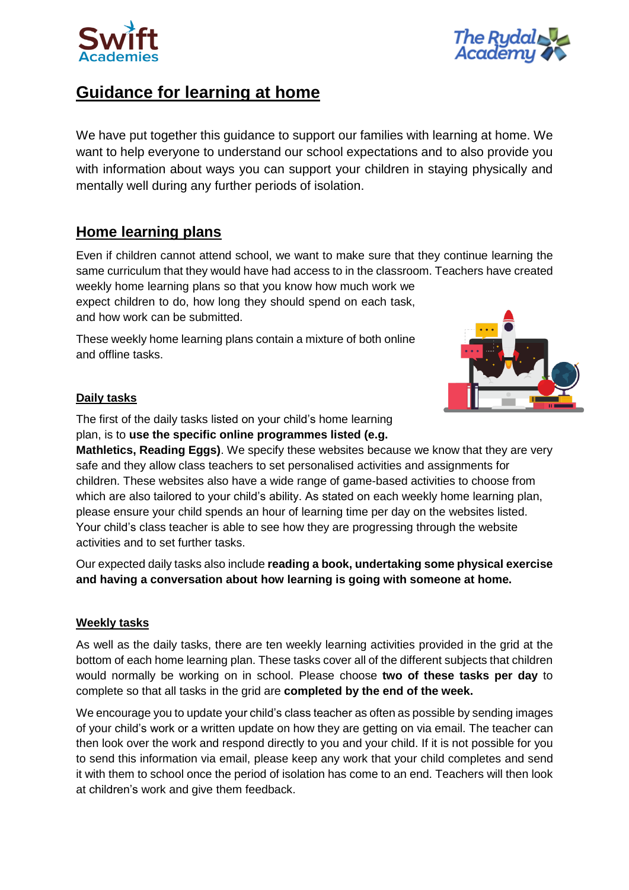# Guidance for learning at home

We have put together this guidance to support our families with learning at home. We want to help everyone to understand our school expectations and to also provide you with information about ways you can support your children in staying physically and mentally well during any further periods of isolation.

## Home learning plans

Even if children cannot attend school, we want to make sure that they continue learning the same curriculum that they would have had access to in the classroom. Teachers have created weekly home learning plans so that you know how much work we expect children to do, how long they should spend on each task, and how work can be submitted.

These weekly home learning plans contain a mixture of both online and offline tasks.

### Daily tasks

The first of the daily tasks listed on your child's home learning plan, is to **use the specific online programmes listed (e.g. Mathletics, Reading Eggs)**. We specify these websites because we know that they are very safe and they allow class teachers to set personalised activities and assignments for children. These websites also have a wide range of game-based activities to choose from which are also tailored to your child's ability. As stated on each weekly home learning plan, please ensure your child spends an hour of learning time per day on the websites listed. Your child's class teacher is able to see how they are progressing through the website activities and to set further tasks.

Our expected daily tasks also include **reading a book, undertaking some physical exercise and having a conversation about how learning is going with someone at home.**

### Weekly tasks

As well as the daily tasks, there are ten weekly learning activities provided in the grid at the bottom of each home learning plan. These tasks cover all of the different subjects that children would normally be working on in school. Please choose **two of these tasks per day** to complete so that all tasks in the grid are **completed by the end of the week.**

We encourage you to update your child's class teacher as often as possible by sending images of your child's work or a written update on how they are getting on via email. The teacher can then look over the work and respond directly to you and your child. If it is not possible for you to send this information via email, please keep any work that your child completes and send it with them to school once the period of isolation has come to an end. Teachers will then look at children's work and give them feedback.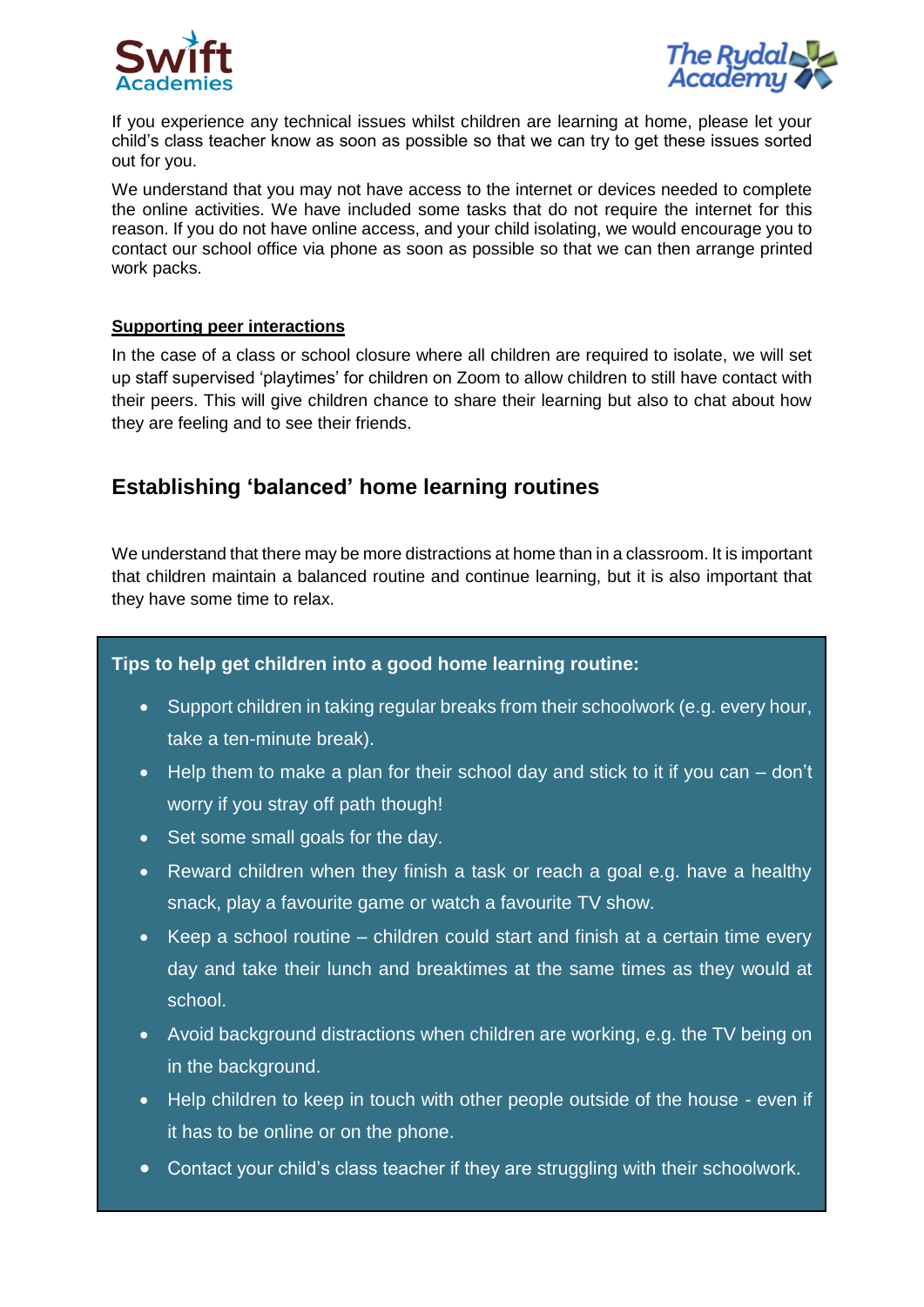If you experience any technical issues whilst children are learning at home, please let your child's class teacher know as soon as possible so that we can try to get these issues sorted out for you.

We understand that you may not have access to the internet or devices needed to complete the online activities. We have included some tasks that do not require the internet for this reason. If you do not have online access, and your child isolating, we would encourage you to contact our school office via phone as soon as possible so that we can then arrange printed work packs.

**Supporting peer interactions**

In the case of a class or school closure where all children are required to isolate, we will set up staff supervised 'playtimes' for children on Zoom to allow children to still have contact with their peers. This will give children chance to share their learning but also to chat about how they are feeling and to see their friends.

## Establishing 'balanced' home learning routines

We understand that there may be more distractions at home than in a classroom. It is important that children maintain a balanced routine and continue learning, but it is also important that they have some time to relax.

**Tips to help get children into a good home learning routine:**

- Support children in taking regular breaks from their schoolwork (e.g. every hour, take a ten-minute break).
- Help them to make a plan for their school day and stick to it if you can – don't worry if you stray off path though!
- Set some small goals for the day.
- Reward children when they finish a task or reach a goal e.g. have a healthy snack, play a favourite game or watch a favourite TV show.
- Keep a school routine – children could start and finish at a certain time every day and take their lunch and breaktimes at the same times as they would at school.
- Avoid background distractions when children are working, e.g. the TV being on in the background.
- Help children to keep in touch with other people outside of the house - even if it has to be online or on the phone.
- Contact your child's class teacher if they are struggling with their schoolwork.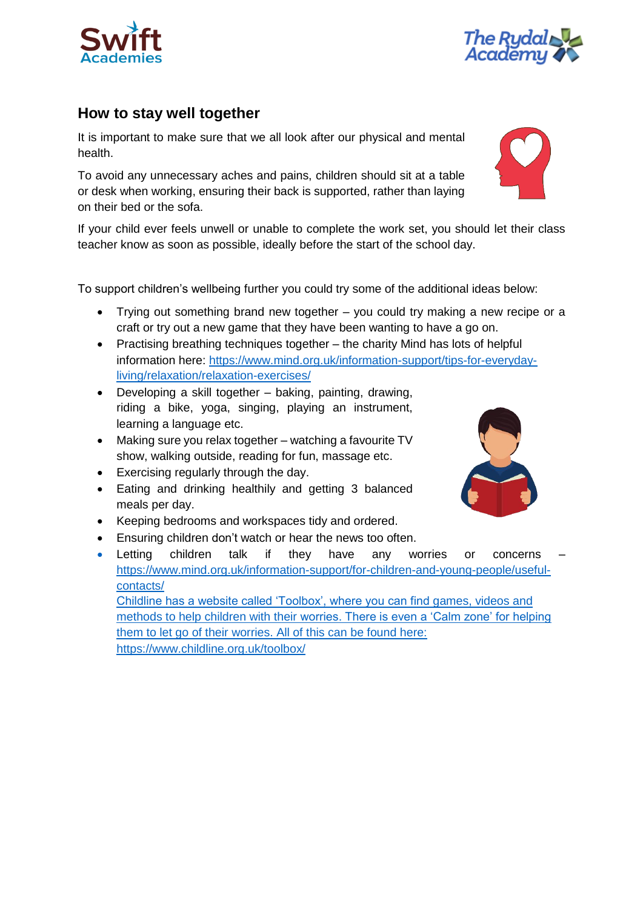## How to stay well together

It is important to make sure that we all look after our physical and mental health.

To avoid any unnecessary aches and pains, children should sit at a table or desk when working, ensuring their back is supported, rather than laying on their bed or the sofa.

If your child ever feels unwell or unable to complete the work set, you should let their class teacher know as soon as possible, ideally before the start of the school day.

To support children's wellbeing further you could try some of the additional ideas below:

- Trying out something brand new together – you could try making a new recipe or a craft or try out a new game that they have been wanting to have a go on.
- Practising breathing techniques together – the charity Mind has lots of helpful information here: https://www.mind.org.uk/information-support/tips-for-everyday-living/relaxation/relaxation-exercises/
- Developing a skill together – baking, painting, drawing, riding a bike, yoga, singing, playing an instrument, learning a language etc.
- Making sure you relax together – watching a favourite TV show, walking outside, reading for fun, massage etc.
- Exercising regularly through the day.
- Eating and drinking healthily and getting 3 balanced meals per day.
- Keeping bedrooms and workspaces tidy and ordered.
- Ensuring children don't watch or hear the news too often.
- Letting children talk if they have any worries or concerns – https://www.mind.org.uk/information-support/for-children-and-young-people/useful-contacts/
  Childline has a website called 'Toolbox', where you can find games, videos and methods to help children with their worries. There is even a 'Calm zone' for helping them to let go of their worries. All of this can be found here: https://www.childline.org.uk/toolbox/